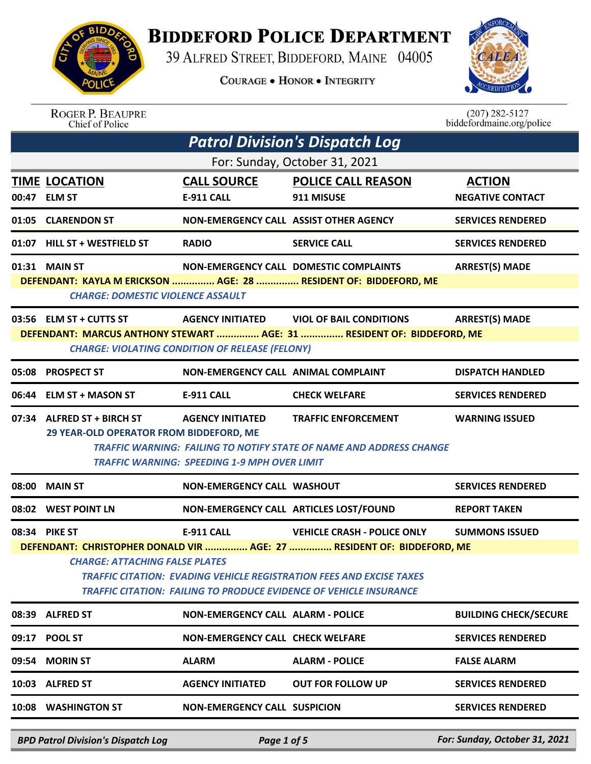# BIDDEFORD POLICE DEPARTMENT

39 ALFRED STREET, BIDDEFORD, MAINE 04005

COURAGE • HONOR • INTEGRITY

ROGER P. BEAUPRE
Chief of Police

(207) 282-5127
biddefordmaine.org/police

## *Patrol Division's Dispatch Log*

For: Sunday, October 31, 2021

| TIME | LOCATION | CALL SOURCE | POLICE CALL REASON | ACTION |
|---|---|---|---|---|
| 00:47 | ELM ST | E-911 CALL | 911 MISUSE | NEGATIVE CONTACT |
| 01:05 | CLARENDON ST | NON-EMERGENCY CALL | ASSIST OTHER AGENCY | SERVICES RENDERED |
| 01:07 | HILL ST + WESTFIELD ST | RADIO | SERVICE CALL | SERVICES RENDERED |
| 01:31 | MAIN ST | NON-EMERGENCY CALL | DOMESTIC COMPLAINTS | ARREST(S) MADE |
| | DEFENDANT: KAYLA M ERICKSON ............... AGE: 28 ............... RESIDENT OF: BIDDEFORD, ME | | | |
| | *CHARGE: DOMESTIC VIOLENCE ASSAULT* | | | |
| 03:56 | ELM ST + CUTTS ST | AGENCY INITIATED | VIOL OF BAIL CONDITIONS | ARREST(S) MADE |
| | DEFENDANT: MARCUS ANTHONY STEWART ............... AGE: 31 ............... RESIDENT OF: BIDDEFORD, ME | | | |
| | *CHARGE: VIOLATING CONDITION OF RELEASE (FELONY)* | | | |
| 05:08 | PROSPECT ST | NON-EMERGENCY CALL | ANIMAL COMPLAINT | DISPATCH HANDLED |
| 06:44 | ELM ST + MASON ST | E-911 CALL | CHECK WELFARE | SERVICES RENDERED |
| 07:34 | ALFRED ST + BIRCH ST | AGENCY INITIATED | TRAFFIC ENFORCEMENT | WARNING ISSUED |
| | 29 YEAR-OLD OPERATOR FROM BIDDEFORD, ME | | | |
| | *TRAFFIC WARNING: FAILING TO NOTIFY STATE OF NAME AND ADDRESS CHANGE* | | | |
| | *TRAFFIC WARNING: SPEEDING 1-9 MPH OVER LIMIT* | | | |
| 08:00 | MAIN ST | NON-EMERGENCY CALL | WASHOUT | SERVICES RENDERED |
| 08:02 | WEST POINT LN | NON-EMERGENCY CALL | ARTICLES LOST/FOUND | REPORT TAKEN |
| 08:34 | PIKE ST | E-911 CALL | VEHICLE CRASH - POLICE ONLY | SUMMONS ISSUED |
| | DEFENDANT: CHRISTOPHER DONALD VIR ............... AGE: 27 ............... RESIDENT OF: BIDDEFORD, ME | | | |
| | *CHARGE: ATTACHING FALSE PLATES* | | | |
| | *TRAFFIC CITATION: EVADING VEHICLE REGISTRATION FEES AND EXCISE TAXES* | | | |
| | *TRAFFIC CITATION: FAILING TO PRODUCE EVIDENCE OF VEHICLE INSURANCE* | | | |
| 08:39 | ALFRED ST | NON-EMERGENCY CALL | ALARM - POLICE | BUILDING CHECK/SECURE |
| 09:17 | POOL ST | NON-EMERGENCY CALL | CHECK WELFARE | SERVICES RENDERED |
| 09:54 | MORIN ST | ALARM | ALARM - POLICE | FALSE ALARM |
| 10:03 | ALFRED ST | AGENCY INITIATED | OUT FOR FOLLOW UP | SERVICES RENDERED |
| 10:08 | WASHINGTON ST | NON-EMERGENCY CALL | SUSPICION | SERVICES RENDERED |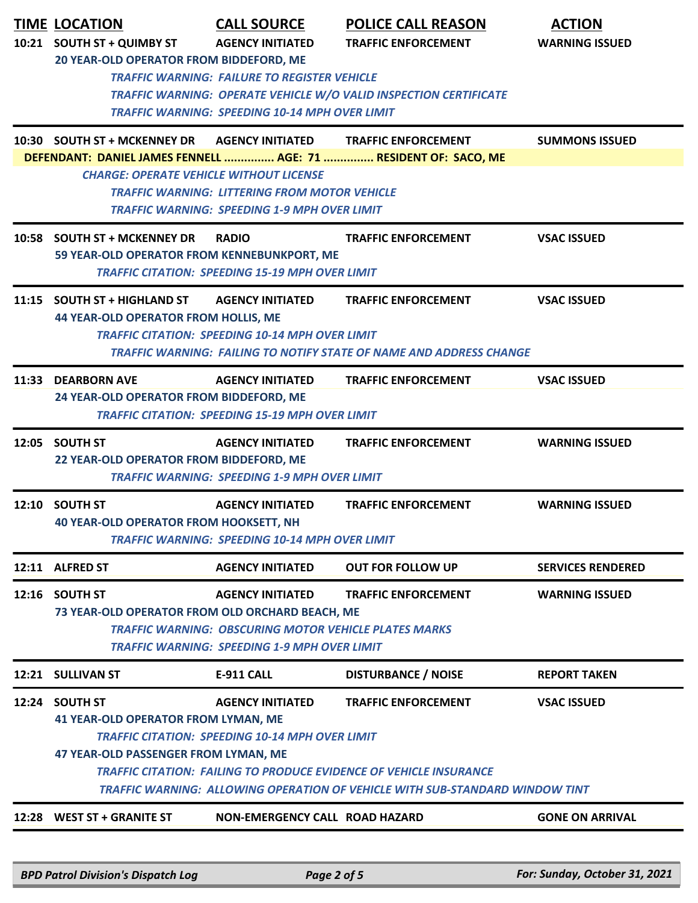| TIME | LOCATION | CALL SOURCE | POLICE CALL REASON | ACTION |
|---|---|---|---|---|
| 10:21 | SOUTH ST + QUIMBY ST | AGENCY INITIATED | TRAFFIC ENFORCEMENT | WARNING ISSUED |

**20 YEAR-OLD OPERATOR FROM BIDDEFORD, ME**

*TRAFFIC WARNING: FAILURE TO REGISTER VEHICLE*
*TRAFFIC WARNING: OPERATE VEHICLE W/O VALID INSPECTION CERTIFICATE*
*TRAFFIC WARNING: SPEEDING 10-14 MPH OVER LIMIT*

| TIME | LOCATION | CALL SOURCE | POLICE CALL REASON | ACTION |
|---|---|---|---|---|
| 10:30 | SOUTH ST + MCKENNEY DR | AGENCY INITIATED | TRAFFIC ENFORCEMENT | SUMMONS ISSUED |

**DEFENDANT: DANIEL JAMES FENNELL ............... AGE: 71 ............... RESIDENT OF: SACO, ME**

*CHARGE: OPERATE VEHICLE WITHOUT LICENSE*
*TRAFFIC WARNING: LITTERING FROM MOTOR VEHICLE*
*TRAFFIC WARNING: SPEEDING 1-9 MPH OVER LIMIT*

| TIME | LOCATION | CALL SOURCE | POLICE CALL REASON | ACTION |
|---|---|---|---|---|
| 10:58 | SOUTH ST + MCKENNEY DR | RADIO | TRAFFIC ENFORCEMENT | VSAC ISSUED |

**59 YEAR-OLD OPERATOR FROM KENNEBUNKPORT, ME**

*TRAFFIC CITATION: SPEEDING 15-19 MPH OVER LIMIT*

| TIME | LOCATION | CALL SOURCE | POLICE CALL REASON | ACTION |
|---|---|---|---|---|
| 11:15 | SOUTH ST + HIGHLAND ST | AGENCY INITIATED | TRAFFIC ENFORCEMENT | VSAC ISSUED |

**44 YEAR-OLD OPERATOR FROM HOLLIS, ME**

*TRAFFIC CITATION: SPEEDING 10-14 MPH OVER LIMIT*
*TRAFFIC WARNING: FAILING TO NOTIFY STATE OF NAME AND ADDRESS CHANGE*

| TIME | LOCATION | CALL SOURCE | POLICE CALL REASON | ACTION |
|---|---|---|---|---|
| 11:33 | DEARBORN AVE | AGENCY INITIATED | TRAFFIC ENFORCEMENT | VSAC ISSUED |

**24 YEAR-OLD OPERATOR FROM BIDDEFORD, ME**

*TRAFFIC CITATION: SPEEDING 15-19 MPH OVER LIMIT*

| TIME | LOCATION | CALL SOURCE | POLICE CALL REASON | ACTION |
|---|---|---|---|---|
| 12:05 | SOUTH ST | AGENCY INITIATED | TRAFFIC ENFORCEMENT | WARNING ISSUED |

**22 YEAR-OLD OPERATOR FROM BIDDEFORD, ME**

*TRAFFIC WARNING: SPEEDING 1-9 MPH OVER LIMIT*

| TIME | LOCATION | CALL SOURCE | POLICE CALL REASON | ACTION |
|---|---|---|---|---|
| 12:10 | SOUTH ST | AGENCY INITIATED | TRAFFIC ENFORCEMENT | WARNING ISSUED |

**40 YEAR-OLD OPERATOR FROM HOOKSETT, NH**

*TRAFFIC WARNING: SPEEDING 10-14 MPH OVER LIMIT*

| TIME | LOCATION | CALL SOURCE | POLICE CALL REASON | ACTION |
|---|---|---|---|---|
| 12:11 | ALFRED ST | AGENCY INITIATED | OUT FOR FOLLOW UP | SERVICES RENDERED |
| 12:16 | SOUTH ST | AGENCY INITIATED | TRAFFIC ENFORCEMENT | WARNING ISSUED |

**73 YEAR-OLD OPERATOR FROM OLD ORCHARD BEACH, ME**

*TRAFFIC WARNING: OBSCURING MOTOR VEHICLE PLATES MARKS*
*TRAFFIC WARNING: SPEEDING 1-9 MPH OVER LIMIT*

| TIME | LOCATION | CALL SOURCE | POLICE CALL REASON | ACTION |
|---|---|---|---|---|
| 12:21 | SULLIVAN ST | E-911 CALL | DISTURBANCE / NOISE | REPORT TAKEN |
| 12:24 | SOUTH ST | AGENCY INITIATED | TRAFFIC ENFORCEMENT | VSAC ISSUED |

**41 YEAR-OLD OPERATOR FROM LYMAN, ME**

*TRAFFIC CITATION: SPEEDING 10-14 MPH OVER LIMIT*

**47 YEAR-OLD PASSENGER FROM LYMAN, ME**

*TRAFFIC CITATION: FAILING TO PRODUCE EVIDENCE OF VEHICLE INSURANCE*
*TRAFFIC WARNING: ALLOWING OPERATION OF VEHICLE WITH SUB-STANDARD WINDOW TINT*

| TIME | LOCATION | CALL SOURCE | POLICE CALL REASON | ACTION |
|---|---|---|---|---|
| 12:28 | WEST ST + GRANITE ST | NON-EMERGENCY CALL | ROAD HAZARD | GONE ON ARRIVAL |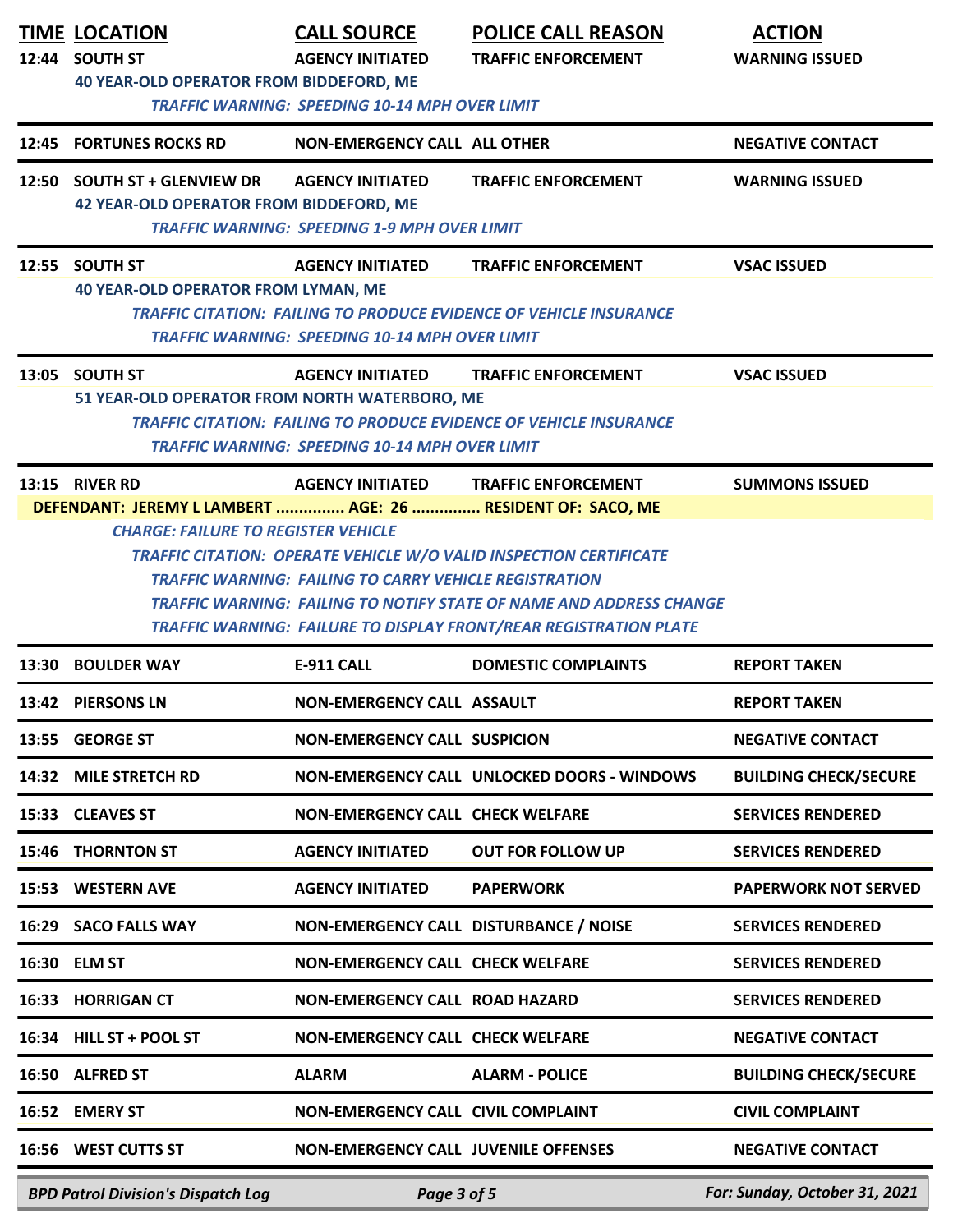| TIME | LOCATION | CALL SOURCE | POLICE CALL REASON | ACTION |
|---|---|---|---|---|
| 12:44 | SOUTH ST | AGENCY INITIATED | TRAFFIC ENFORCEMENT | WARNING ISSUED |
| | 40 YEAR-OLD OPERATOR FROM BIDDEFORD, ME | | | |
| | *TRAFFIC WARNING: SPEEDING 10-14 MPH OVER LIMIT* | | | |
| 12:45 | FORTUNES ROCKS RD | NON-EMERGENCY CALL | ALL OTHER | NEGATIVE CONTACT |
| 12:50 | SOUTH ST + GLENVIEW DR | AGENCY INITIATED | TRAFFIC ENFORCEMENT | WARNING ISSUED |
| | 42 YEAR-OLD OPERATOR FROM BIDDEFORD, ME | | | |
| | *TRAFFIC WARNING: SPEEDING 1-9 MPH OVER LIMIT* | | | |
| 12:55 | SOUTH ST | AGENCY INITIATED | TRAFFIC ENFORCEMENT | VSAC ISSUED |
| | 40 YEAR-OLD OPERATOR FROM LYMAN, ME | | | |
| | *TRAFFIC CITATION: FAILING TO PRODUCE EVIDENCE OF VEHICLE INSURANCE* | | | |
| | *TRAFFIC WARNING: SPEEDING 10-14 MPH OVER LIMIT* | | | |
| 13:05 | SOUTH ST | AGENCY INITIATED | TRAFFIC ENFORCEMENT | VSAC ISSUED |
| | 51 YEAR-OLD OPERATOR FROM NORTH WATERBORO, ME | | | |
| | *TRAFFIC CITATION: FAILING TO PRODUCE EVIDENCE OF VEHICLE INSURANCE* | | | |
| | *TRAFFIC WARNING: SPEEDING 10-14 MPH OVER LIMIT* | | | |
| 13:15 | RIVER RD | AGENCY INITIATED | TRAFFIC ENFORCEMENT | SUMMONS ISSUED |
| | DEFENDANT: JEREMY L LAMBERT ............... AGE: 26 ............... RESIDENT OF: SACO, ME | | | |
| | *CHARGE: FAILURE TO REGISTER VEHICLE* | | | |
| | *TRAFFIC CITATION: OPERATE VEHICLE W/O VALID INSPECTION CERTIFICATE* | | | |
| | *TRAFFIC WARNING: FAILING TO CARRY VEHICLE REGISTRATION* | | | |
| | *TRAFFIC WARNING: FAILING TO NOTIFY STATE OF NAME AND ADDRESS CHANGE* | | | |
| | *TRAFFIC WARNING: FAILURE TO DISPLAY FRONT/REAR REGISTRATION PLATE* | | | |
| 13:30 | BOULDER WAY | E-911 CALL | DOMESTIC COMPLAINTS | REPORT TAKEN |
| 13:42 | PIERSONS LN | NON-EMERGENCY CALL | ASSAULT | REPORT TAKEN |
| 13:55 | GEORGE ST | NON-EMERGENCY CALL | SUSPICION | NEGATIVE CONTACT |
| 14:32 | MILE STRETCH RD | NON-EMERGENCY CALL | UNLOCKED DOORS - WINDOWS | BUILDING CHECK/SECURE |
| 15:33 | CLEAVES ST | NON-EMERGENCY CALL | CHECK WELFARE | SERVICES RENDERED |
| 15:46 | THORNTON ST | AGENCY INITIATED | OUT FOR FOLLOW UP | SERVICES RENDERED |
| 15:53 | WESTERN AVE | AGENCY INITIATED | PAPERWORK | PAPERWORK NOT SERVED |
| 16:29 | SACO FALLS WAY | NON-EMERGENCY CALL | DISTURBANCE / NOISE | SERVICES RENDERED |
| 16:30 | ELM ST | NON-EMERGENCY CALL | CHECK WELFARE | SERVICES RENDERED |
| 16:33 | HORRIGAN CT | NON-EMERGENCY CALL | ROAD HAZARD | SERVICES RENDERED |
| 16:34 | HILL ST + POOL ST | NON-EMERGENCY CALL | CHECK WELFARE | NEGATIVE CONTACT |
| 16:50 | ALFRED ST | ALARM | ALARM - POLICE | BUILDING CHECK/SECURE |
| 16:52 | EMERY ST | NON-EMERGENCY CALL | CIVIL COMPLAINT | CIVIL COMPLAINT |
| 16:56 | WEST CUTTS ST | NON-EMERGENCY CALL | JUVENILE OFFENSES | NEGATIVE CONTACT |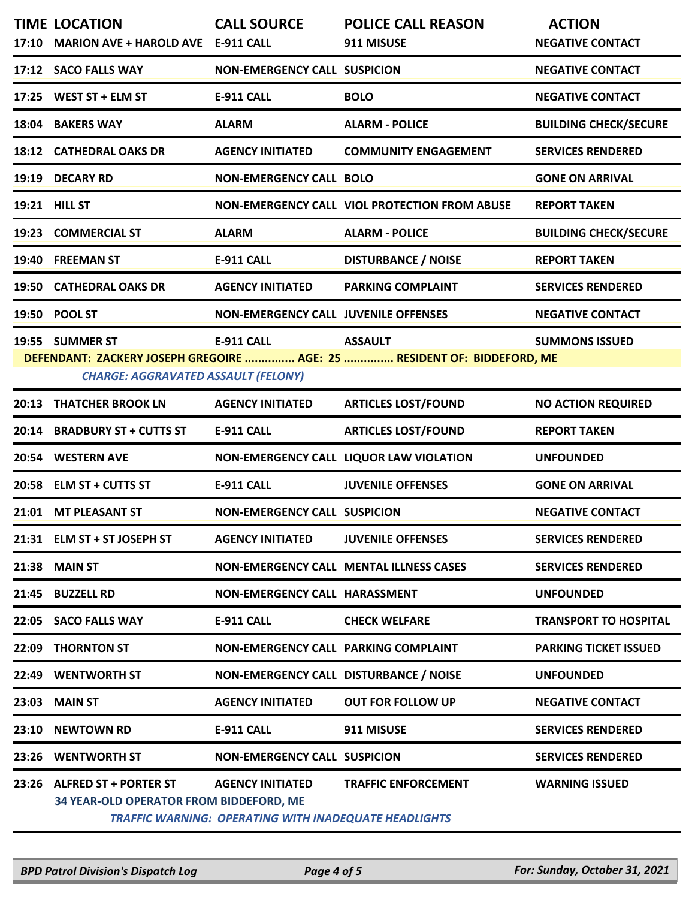| TIME | LOCATION | CALL SOURCE | POLICE CALL REASON | ACTION |
|---|---|---|---|---|
| 17:10 | MARION AVE + HAROLD AVE | E-911 CALL | 911 MISUSE | NEGATIVE CONTACT |
| 17:12 | SACO FALLS WAY | NON-EMERGENCY CALL | SUSPICION | NEGATIVE CONTACT |
| 17:25 | WEST ST + ELM ST | E-911 CALL | BOLO | NEGATIVE CONTACT |
| 18:04 | BAKERS WAY | ALARM | ALARM - POLICE | BUILDING CHECK/SECURE |
| 18:12 | CATHEDRAL OAKS DR | AGENCY INITIATED | COMMUNITY ENGAGEMENT | SERVICES RENDERED |
| 19:19 | DECARY RD | NON-EMERGENCY CALL | BOLO | GONE ON ARRIVAL |
| 19:21 | HILL ST | NON-EMERGENCY CALL | VIOL PROTECTION FROM ABUSE | REPORT TAKEN |
| 19:23 | COMMERCIAL ST | ALARM | ALARM - POLICE | BUILDING CHECK/SECURE |
| 19:40 | FREEMAN ST | E-911 CALL | DISTURBANCE / NOISE | REPORT TAKEN |
| 19:50 | CATHEDRAL OAKS DR | AGENCY INITIATED | PARKING COMPLAINT | SERVICES RENDERED |
| 19:50 | POOL ST | NON-EMERGENCY CALL | JUVENILE OFFENSES | NEGATIVE CONTACT |
| 19:55 | SUMMER ST | E-911 CALL | ASSAULT | SUMMONS ISSUED |

**DEFENDANT: ZACKERY JOSEPH GREGOIRE ............... AGE: 25 ............... RESIDENT OF: BIDDEFORD, ME**

*CHARGE: AGGRAVATED ASSAULT (FELONY)*

| TIME | LOCATION | CALL SOURCE | POLICE CALL REASON | ACTION |
|---|---|---|---|---|
| 20:13 | THATCHER BROOK LN | AGENCY INITIATED | ARTICLES LOST/FOUND | NO ACTION REQUIRED |
| 20:14 | BRADBURY ST + CUTTS ST | E-911 CALL | ARTICLES LOST/FOUND | REPORT TAKEN |
| 20:54 | WESTERN AVE | NON-EMERGENCY CALL | LIQUOR LAW VIOLATION | UNFOUNDED |
| 20:58 | ELM ST + CUTTS ST | E-911 CALL | JUVENILE OFFENSES | GONE ON ARRIVAL |
| 21:01 | MT PLEASANT ST | NON-EMERGENCY CALL | SUSPICION | NEGATIVE CONTACT |
| 21:31 | ELM ST + ST JOSEPH ST | AGENCY INITIATED | JUVENILE OFFENSES | SERVICES RENDERED |
| 21:38 | MAIN ST | NON-EMERGENCY CALL | MENTAL ILLNESS CASES | SERVICES RENDERED |
| 21:45 | BUZZELL RD | NON-EMERGENCY CALL | HARASSMENT | UNFOUNDED |
| 22:05 | SACO FALLS WAY | E-911 CALL | CHECK WELFARE | TRANSPORT TO HOSPITAL |
| 22:09 | THORNTON ST | NON-EMERGENCY CALL | PARKING COMPLAINT | PARKING TICKET ISSUED |
| 22:49 | WENTWORTH ST | NON-EMERGENCY CALL | DISTURBANCE / NOISE | UNFOUNDED |
| 23:03 | MAIN ST | AGENCY INITIATED | OUT FOR FOLLOW UP | NEGATIVE CONTACT |
| 23:10 | NEWTOWN RD | E-911 CALL | 911 MISUSE | SERVICES RENDERED |
| 23:26 | WENTWORTH ST | NON-EMERGENCY CALL | SUSPICION | SERVICES RENDERED |
| 23:26 | ALFRED ST + PORTER ST | AGENCY INITIATED | TRAFFIC ENFORCEMENT | WARNING ISSUED |

**34 YEAR-OLD OPERATOR FROM BIDDEFORD, ME**

*TRAFFIC WARNING: OPERATING WITH INADEQUATE HEADLIGHTS*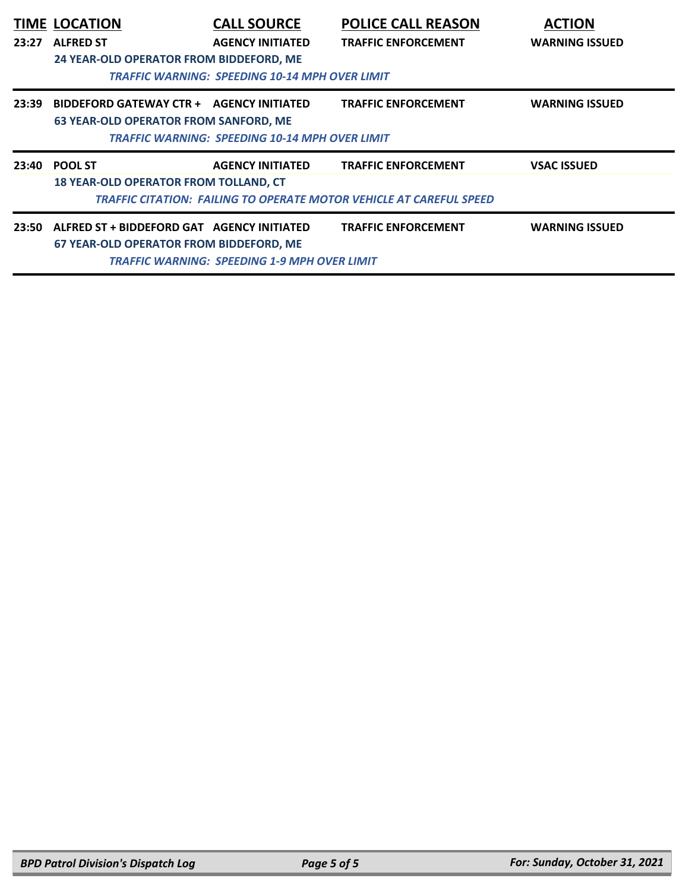| TIME | LOCATION | CALL SOURCE | POLICE CALL REASON | ACTION |
|---|---|---|---|---|
| 23:27 | ALFRED ST | AGENCY INITIATED | TRAFFIC ENFORCEMENT | WARNING ISSUED |
| | 24 YEAR-OLD OPERATOR FROM BIDDEFORD, ME | | | |
| | *TRAFFIC WARNING: SPEEDING 10-14 MPH OVER LIMIT* | | | |
| 23:39 | BIDDEFORD GATEWAY CTR + | AGENCY INITIATED | TRAFFIC ENFORCEMENT | WARNING ISSUED |
| | 63 YEAR-OLD OPERATOR FROM SANFORD, ME | | | |
| | *TRAFFIC WARNING: SPEEDING 10-14 MPH OVER LIMIT* | | | |
| 23:40 | POOL ST | AGENCY INITIATED | TRAFFIC ENFORCEMENT | VSAC ISSUED |
| | 18 YEAR-OLD OPERATOR FROM TOLLAND, CT | | | |
| | *TRAFFIC CITATION: FAILING TO OPERATE MOTOR VEHICLE AT CAREFUL SPEED* | | | |
| 23:50 | ALFRED ST + BIDDEFORD GAT | AGENCY INITIATED | TRAFFIC ENFORCEMENT | WARNING ISSUED |
| | 67 YEAR-OLD OPERATOR FROM BIDDEFORD, ME | | | |
| | *TRAFFIC WARNING: SPEEDING 1-9 MPH OVER LIMIT* | | | |